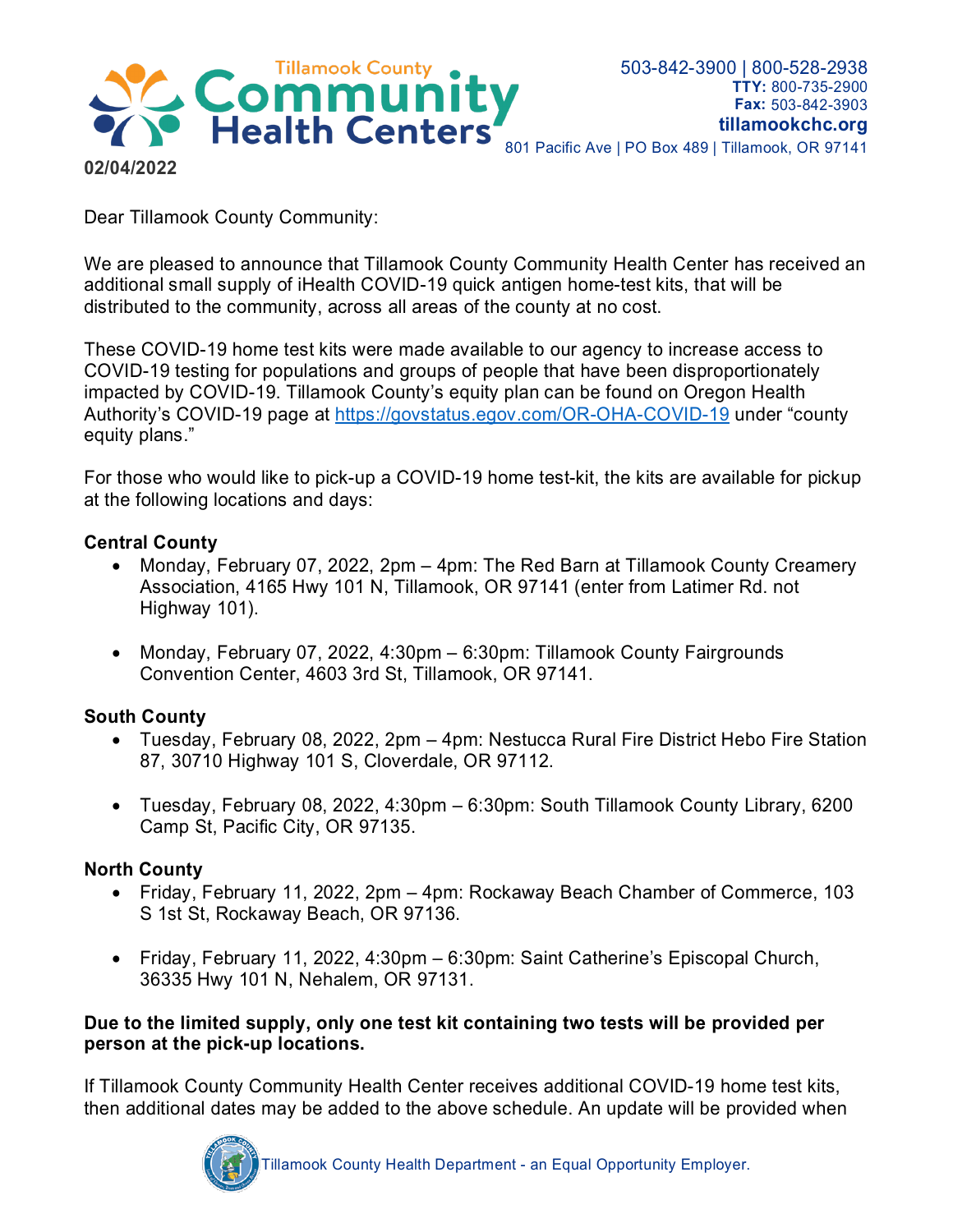Tillamook County **Community Health Centers**

503-842-3900 | 800-528-2938
**TTY:** 800-735-2900
**Fax:** 503-842-3903
**tillamookchc.org**
801 Pacific Ave | PO Box 489 | Tillamook, OR 97141

**02/04/2022**

Dear Tillamook County Community:

We are pleased to announce that Tillamook County Community Health Center has received an additional small supply of iHealth COVID-19 quick antigen home-test kits, that will be distributed to the community, across all areas of the county at no cost.

These COVID-19 home test kits were made available to our agency to increase access to COVID-19 testing for populations and groups of people that have been disproportionately impacted by COVID-19. Tillamook County's equity plan can be found on Oregon Health Authority's COVID-19 page at https://govstatus.egov.com/OR-OHA-COVID-19 under "county equity plans."

For those who would like to pick-up a COVID-19 home test-kit, the kits are available for pickup at the following locations and days:

**Central County**

- Monday, February 07, 2022, 2pm – 4pm: The Red Barn at Tillamook County Creamery Association, 4165 Hwy 101 N, Tillamook, OR 97141 (enter from Latimer Rd. not Highway 101).
- Monday, February 07, 2022, 4:30pm – 6:30pm: Tillamook County Fairgrounds Convention Center, 4603 3rd St, Tillamook, OR 97141.

**South County**

- Tuesday, February 08, 2022, 2pm – 4pm: Nestucca Rural Fire District Hebo Fire Station 87, 30710 Highway 101 S, Cloverdale, OR 97112.
- Tuesday, February 08, 2022, 4:30pm – 6:30pm: South Tillamook County Library, 6200 Camp St, Pacific City, OR 97135.

**North County**

- Friday, February 11, 2022, 2pm – 4pm: Rockaway Beach Chamber of Commerce, 103 S 1st St, Rockaway Beach, OR 97136.
- Friday, February 11, 2022, 4:30pm – 6:30pm: Saint Catherine's Episcopal Church, 36335 Hwy 101 N, Nehalem, OR 97131.

**Due to the limited supply, only one test kit containing two tests will be provided per person at the pick-up locations.**

If Tillamook County Community Health Center receives additional COVID-19 home test kits, then additional dates may be added to the above schedule. An update will be provided when

Tillamook County Health Department - an Equal Opportunity Employer.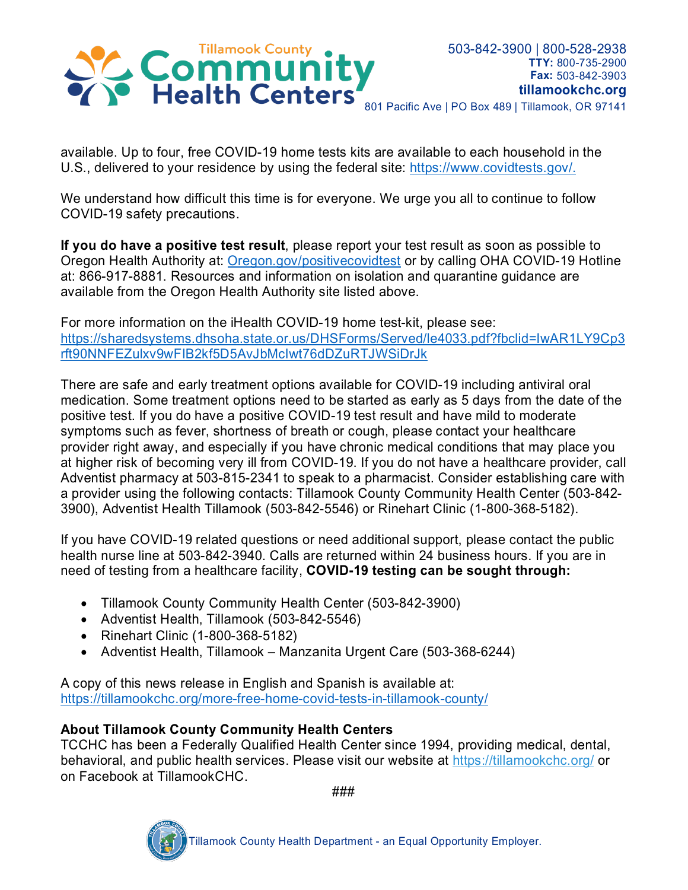available. Up to four, free COVID-19 home tests kits are available to each household in the U.S., delivered to your residence by using the federal site: https://www.covidtests.gov/.

We understand how difficult this time is for everyone. We urge you all to continue to follow COVID-19 safety precautions.

**If you do have a positive test result**, please report your test result as soon as possible to Oregon Health Authority at: Oregon.gov/positivecovidtest or by calling OHA COVID-19 Hotline at: 866-917-8881. Resources and information on isolation and quarantine guidance are available from the Oregon Health Authority site listed above.

For more information on the iHealth COVID-19 home test-kit, please see: https://sharedsystems.dhsoha.state.or.us/DHSForms/Served/le4033.pdf?fbclid=IwAR1LY9Cp3rft90NNFEZulxv9wFIB2kf5D5AvJbMclwt76dDZuRTJWSiDrJk

There are safe and early treatment options available for COVID-19 including antiviral oral medication. Some treatment options need to be started as early as 5 days from the date of the positive test. If you do have a positive COVID-19 test result and have mild to moderate symptoms such as fever, shortness of breath or cough, please contact your healthcare provider right away, and especially if you have chronic medical conditions that may place you at higher risk of becoming very ill from COVID-19. If you do not have a healthcare provider, call Adventist pharmacy at 503-815-2341 to speak to a pharmacist. Consider establishing care with a provider using the following contacts: Tillamook County Community Health Center (503-842-3900), Adventist Health Tillamook (503-842-5546) or Rinehart Clinic (1-800-368-5182).

If you have COVID-19 related questions or need additional support, please contact the public health nurse line at 503-842-3940. Calls are returned within 24 business hours. If you are in need of testing from a healthcare facility, **COVID-19 testing can be sought through:**

- Tillamook County Community Health Center (503-842-3900)
- Adventist Health, Tillamook (503-842-5546)
- Rinehart Clinic (1-800-368-5182)
- Adventist Health, Tillamook – Manzanita Urgent Care (503-368-6244)

A copy of this news release in English and Spanish is available at: https://tillamookchc.org/more-free-home-covid-tests-in-tillamook-county/

**About Tillamook County Community Health Centers**
TCCHC has been a Federally Qualified Health Center since 1994, providing medical, dental, behavioral, and public health services. Please visit our website at https://tillamookchc.org/ or on Facebook at TillamookCHC.

###

Tillamook County Health Department - an Equal Opportunity Employer.